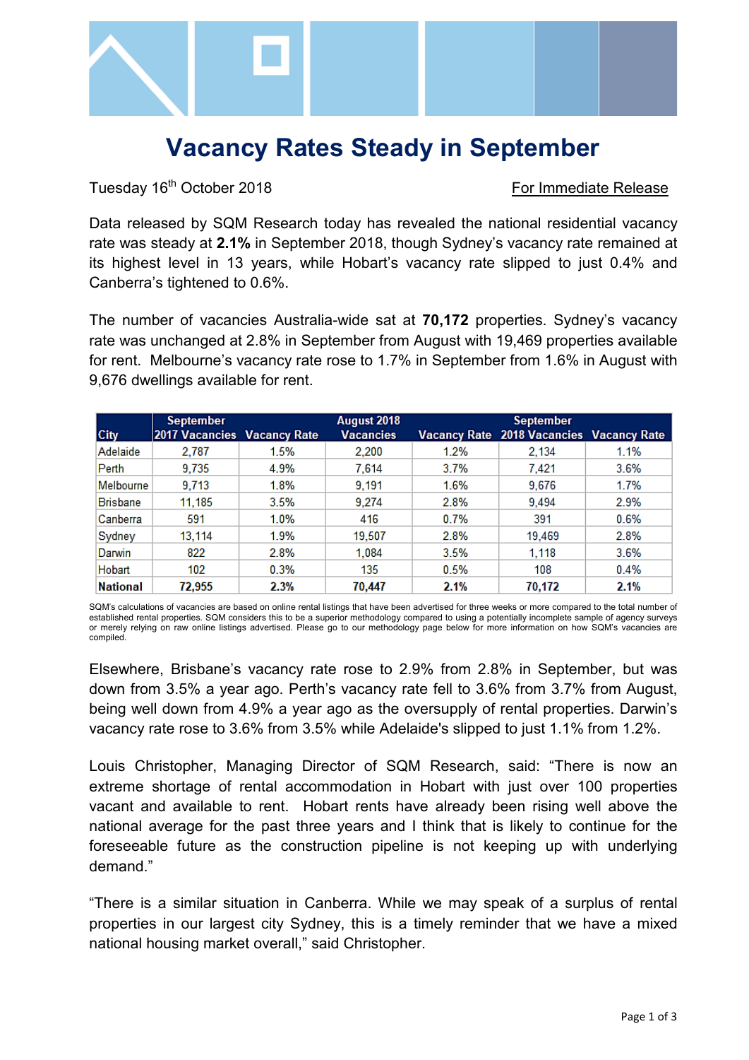# Vacancy Rates Steady in September

Tuesday 16th October 2018 For Immediate Release

Data released by SQM Research today has revealed the national residential vacancy rate was steady at **2.1%** in September 2018, though Sydney's vacancy rate remained at its highest level in 13 years, while Hobart's vacancy rate slipped to just 0.4% and Canberra's tightened to 0.6%.

The number of vacancies Australia-wide sat at **70,172** properties. Sydney's vacancy rate was unchanged at 2.8% in September from August with 19,469 properties available for rent. Melbourne's vacancy rate rose to 1.7% in September from 1.6% in August with 9,676 dwellings available for rent.

| City | September 2017 Vacancies | Vacancy Rate | August 2018 Vacancies | Vacancy Rate | September 2018 Vacancies | Vacancy Rate |
|---|---|---|---|---|---|---|
| Adelaide | 2,787 | 1.5% | 2,200 | 1.2% | 2,134 | 1.1% |
| Perth | 9,735 | 4.9% | 7,614 | 3.7% | 7,421 | 3.6% |
| Melbourne | 9,713 | 1.8% | 9,191 | 1.6% | 9,676 | 1.7% |
| Brisbane | 11,185 | 3.5% | 9,274 | 2.8% | 9,494 | 2.9% |
| Canberra | 591 | 1.0% | 416 | 0.7% | 391 | 0.6% |
| Sydney | 13,114 | 1.9% | 19,507 | 2.8% | 19,469 | 2.8% |
| Darwin | 822 | 2.8% | 1,084 | 3.5% | 1,118 | 3.6% |
| Hobart | 102 | 0.3% | 135 | 0.5% | 108 | 0.4% |
| **National** | **72,955** | **2.3%** | **70,447** | **2.1%** | **70,172** | **2.1%** |

SQM's calculations of vacancies are based on online rental listings that have been advertised for three weeks or more compared to the total number of established rental properties. SQM considers this to be a superior methodology compared to using a potentially incomplete sample of agency surveys or merely relying on raw online listings advertised. Please go to our methodology page below for more information on how SQM's vacancies are compiled.

Elsewhere, Brisbane's vacancy rate rose to 2.9% from 2.8% in September, but was down from 3.5% a year ago. Perth's vacancy rate fell to 3.6% from 3.7% from August, being well down from 4.9% a year ago as the oversupply of rental properties. Darwin's vacancy rate rose to 3.6% from 3.5% while Adelaide's slipped to just 1.1% from 1.2%.

Louis Christopher, Managing Director of SQM Research, said: "There is now an extreme shortage of rental accommodation in Hobart with just over 100 properties vacant and available to rent. Hobart rents have already been rising well above the national average for the past three years and I think that is likely to continue for the foreseeable future as the construction pipeline is not keeping up with underlying demand."

"There is a similar situation in Canberra. While we may speak of a surplus of rental properties in our largest city Sydney, this is a timely reminder that we have a mixed national housing market overall," said Christopher.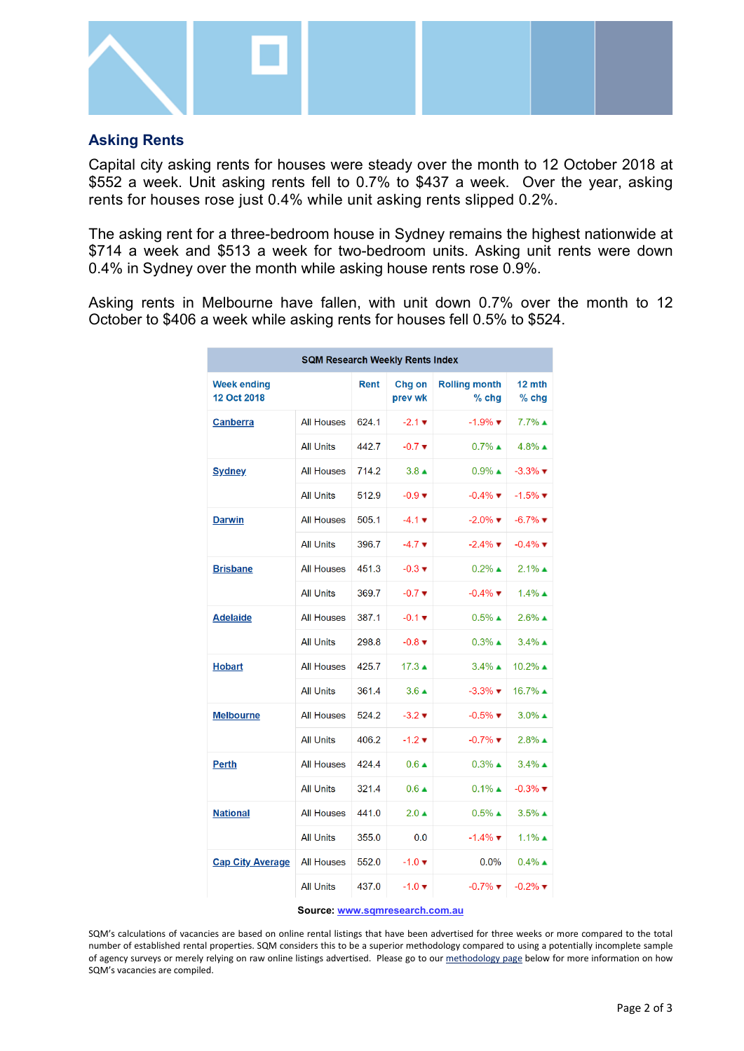## Asking Rents

Capital city asking rents for houses were steady over the month to 12 October 2018 at $552 a week. Unit asking rents fell to 0.7% to $437 a week. Over the year, asking rents for houses rose just 0.4% while unit asking rents slipped 0.2%.

The asking rent for a three-bedroom house in Sydney remains the highest nationwide at $714 a week and $513 a week for two-bedroom units. Asking unit rents were down 0.4% in Sydney over the month while asking house rents rose 0.9%.

Asking rents in Melbourne have fallen, with unit down 0.7% over the month to 12 October to $406 a week while asking rents for houses fell 0.5% to $524.

| SQM Research Weekly Rents Index | | | | | |
|---|---|---|---|---|---|
| Week ending 12 Oct 2018 | | Rent | Chg on prev wk | Rolling month % chg | 12 mth % chg |
| Canberra | All Houses | 624.1 | -2.1 ▼ | -1.9% ▼ | 7.7% ▲ |
| | All Units | 442.7 | -0.7 ▼ | 0.7% ▲ | 4.8% ▲ |
| Sydney | All Houses | 714.2 | 3.8 ▲ | 0.9% ▲ | -3.3% ▼ |
| | All Units | 512.9 | -0.9 ▼ | -0.4% ▼ | -1.5% ▼ |
| Darwin | All Houses | 505.1 | -4.1 ▼ | -2.0% ▼ | -6.7% ▼ |
| | All Units | 396.7 | -4.7 ▼ | -2.4% ▼ | -0.4% ▼ |
| Brisbane | All Houses | 451.3 | -0.3 ▼ | 0.2% ▲ | 2.1% ▲ |
| | All Units | 369.7 | -0.7 ▼ | -0.4% ▼ | 1.4% ▲ |
| Adelaide | All Houses | 387.1 | -0.1 ▼ | 0.5% ▲ | 2.6% ▲ |
| | All Units | 298.8 | -0.8 ▼ | 0.3% ▲ | 3.4% ▲ |
| Hobart | All Houses | 425.7 | 17.3 ▲ | 3.4% ▲ | 10.2% ▲ |
| | All Units | 361.4 | 3.6 ▲ | -3.3% ▼ | 16.7% ▲ |
| Melbourne | All Houses | 524.2 | -3.2 ▼ | -0.5% ▼ | 3.0% ▲ |
| | All Units | 406.2 | -1.2 ▼ | -0.7% ▼ | 2.8% ▲ |
| Perth | All Houses | 424.4 | 0.6 ▲ | 0.3% ▲ | 3.4% ▲ |
| | All Units | 321.4 | 0.6 ▲ | 0.1% ▲ | -0.3% ▼ |
| National | All Houses | 441.0 | 2.0 ▲ | 0.5% ▲ | 3.5% ▲ |
| | All Units | 355.0 | 0.0 | -1.4% ▼ | 1.1% ▲ |
| Cap City Average | All Houses | 552.0 | -1.0 ▼ | 0.0% | 0.4% ▲ |
| | All Units | 437.0 | -1.0 ▼ | -0.7% ▼ | -0.2% ▼ |

**Source:** www.sqmresearch.com.au

SQM's calculations of vacancies are based on online rental listings that have been advertised for three weeks or more compared to the total number of established rental properties. SQM considers this to be a superior methodology compared to using a potentially incomplete sample of agency surveys or merely relying on raw online listings advertised. Please go to our methodology page below for more information on how SQM's vacancies are compiled.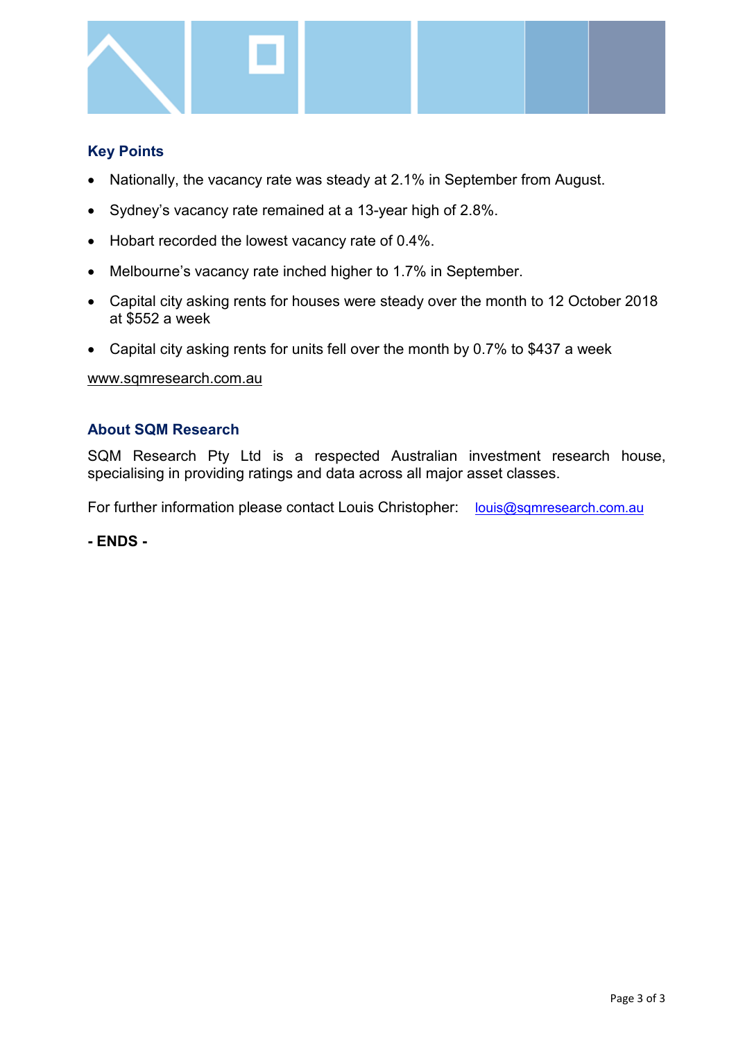## Key Points

- Nationally, the vacancy rate was steady at 2.1% in September from August.
- Sydney's vacancy rate remained at a 13-year high of 2.8%.
- Hobart recorded the lowest vacancy rate of 0.4%.
- Melbourne's vacancy rate inched higher to 1.7% in September.
- Capital city asking rents for houses were steady over the month to 12 October 2018 at $552 a week
- Capital city asking rents for units fell over the month by 0.7% to $437 a week

www.sqmresearch.com.au

## About SQM Research

SQM Research Pty Ltd is a respected Australian investment research house, specialising in providing ratings and data across all major asset classes.

For further information please contact Louis Christopher: louis@sqmresearch.com.au

**- ENDS -**